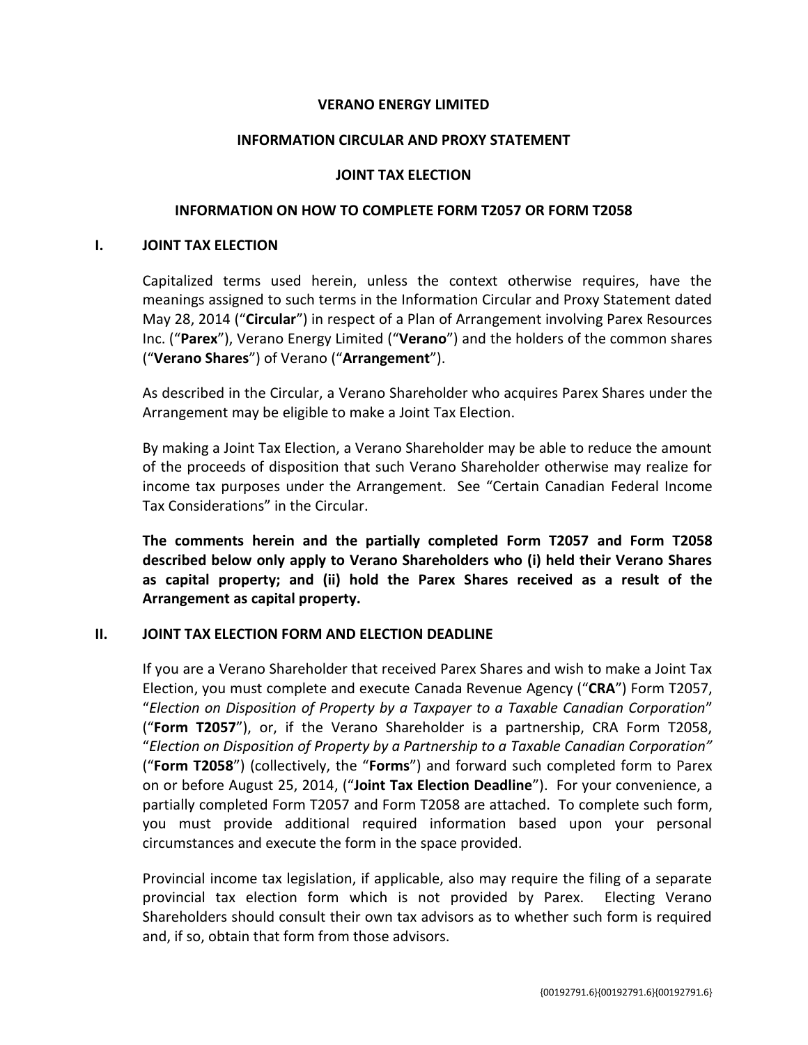**VERANO ENERGY LIMITED**

**INFORMATION CIRCULAR AND PROXY STATEMENT**

**JOINT TAX ELECTION**

**INFORMATION ON HOW TO COMPLETE FORM T2057 OR FORM T2058**

## I. JOINT TAX ELECTION

Capitalized terms used herein, unless the context otherwise requires, have the meanings assigned to such terms in the Information Circular and Proxy Statement dated May 28, 2014 (“**Circular**”) in respect of a Plan of Arrangement involving Parex Resources Inc. (“**Parex**”), Verano Energy Limited (“**Verano**”) and the holders of the common shares (“**Verano Shares**”) of Verano (“**Arrangement**”).

As described in the Circular, a Verano Shareholder who acquires Parex Shares under the Arrangement may be eligible to make a Joint Tax Election.

By making a Joint Tax Election, a Verano Shareholder may be able to reduce the amount of the proceeds of disposition that such Verano Shareholder otherwise may realize for income tax purposes under the Arrangement. See “Certain Canadian Federal Income Tax Considerations” in the Circular.

**The comments herein and the partially completed Form T2057 and Form T2058 described below only apply to Verano Shareholders who (i) held their Verano Shares as capital property; and (ii) hold the Parex Shares received as a result of the Arrangement as capital property.**

## II. JOINT TAX ELECTION FORM AND ELECTION DEADLINE

If you are a Verano Shareholder that received Parex Shares and wish to make a Joint Tax Election, you must complete and execute Canada Revenue Agency (“**CRA**”) Form T2057, “*Election on Disposition of Property by a Taxpayer to a Taxable Canadian Corporation*” (“**Form T2057**”), or, if the Verano Shareholder is a partnership, CRA Form T2058, “*Election on Disposition of Property by a Partnership to a Taxable Canadian Corporation”* (“**Form T2058**”) (collectively, the “**Forms**”) and forward such completed form to Parex on or before August 25, 2014, (“**Joint Tax Election Deadline**”). For your convenience, a partially completed Form T2057 and Form T2058 are attached. To complete such form, you must provide additional required information based upon your personal circumstances and execute the form in the space provided.

Provincial income tax legislation, if applicable, also may require the filing of a separate provincial tax election form which is not provided by Parex. Electing Verano Shareholders should consult their own tax advisors as to whether such form is required and, if so, obtain that form from those advisors.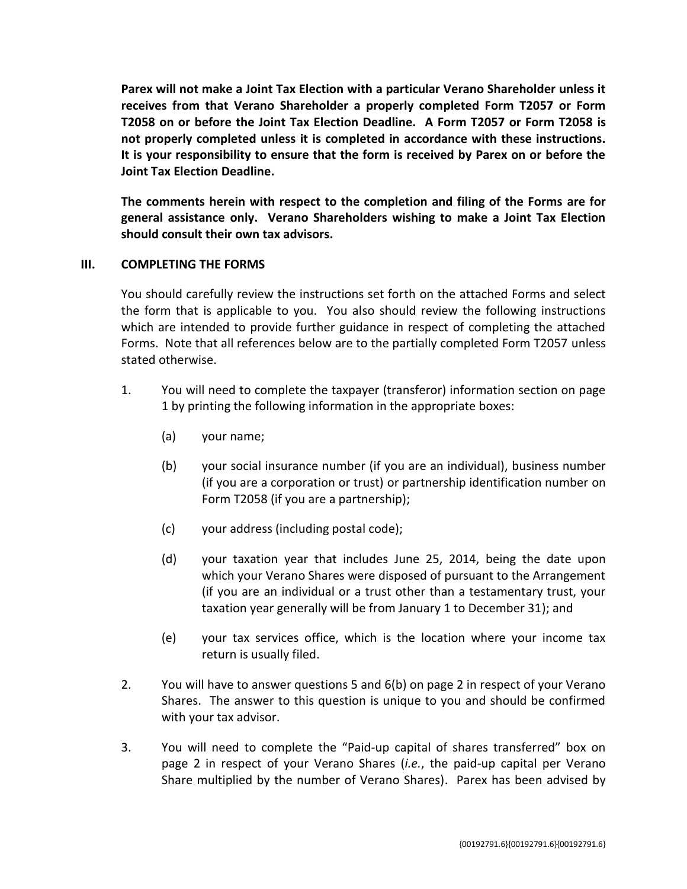**Parex will not make a Joint Tax Election with a particular Verano Shareholder unless it receives from that Verano Shareholder a properly completed Form T2057 or Form T2058 on or before the Joint Tax Election Deadline. A Form T2057 or Form T2058 is not properly completed unless it is completed in accordance with these instructions. It is your responsibility to ensure that the form is received by Parex on or before the Joint Tax Election Deadline.**

**The comments herein with respect to the completion and filing of the Forms are for general assistance only. Verano Shareholders wishing to make a Joint Tax Election should consult their own tax advisors.**

## III. COMPLETING THE FORMS

You should carefully review the instructions set forth on the attached Forms and select the form that is applicable to you. You also should review the following instructions which are intended to provide further guidance in respect of completing the attached Forms. Note that all references below are to the partially completed Form T2057 unless stated otherwise.

1. You will need to complete the taxpayer (transferor) information section on page 1 by printing the following information in the appropriate boxes:

   (a) your name;

   (b) your social insurance number (if you are an individual), business number (if you are a corporation or trust) or partnership identification number on Form T2058 (if you are a partnership);

   (c) your address (including postal code);

   (d) your taxation year that includes June 25, 2014, being the date upon which your Verano Shares were disposed of pursuant to the Arrangement (if you are an individual or a trust other than a testamentary trust, your taxation year generally will be from January 1 to December 31); and

   (e) your tax services office, which is the location where your income tax return is usually filed.

2. You will have to answer questions 5 and 6(b) on page 2 in respect of your Verano Shares. The answer to this question is unique to you and should be confirmed with your tax advisor.

3. You will need to complete the "Paid-up capital of shares transferred" box on page 2 in respect of your Verano Shares (*i.e.*, the paid-up capital per Verano Share multiplied by the number of Verano Shares). Parex has been advised by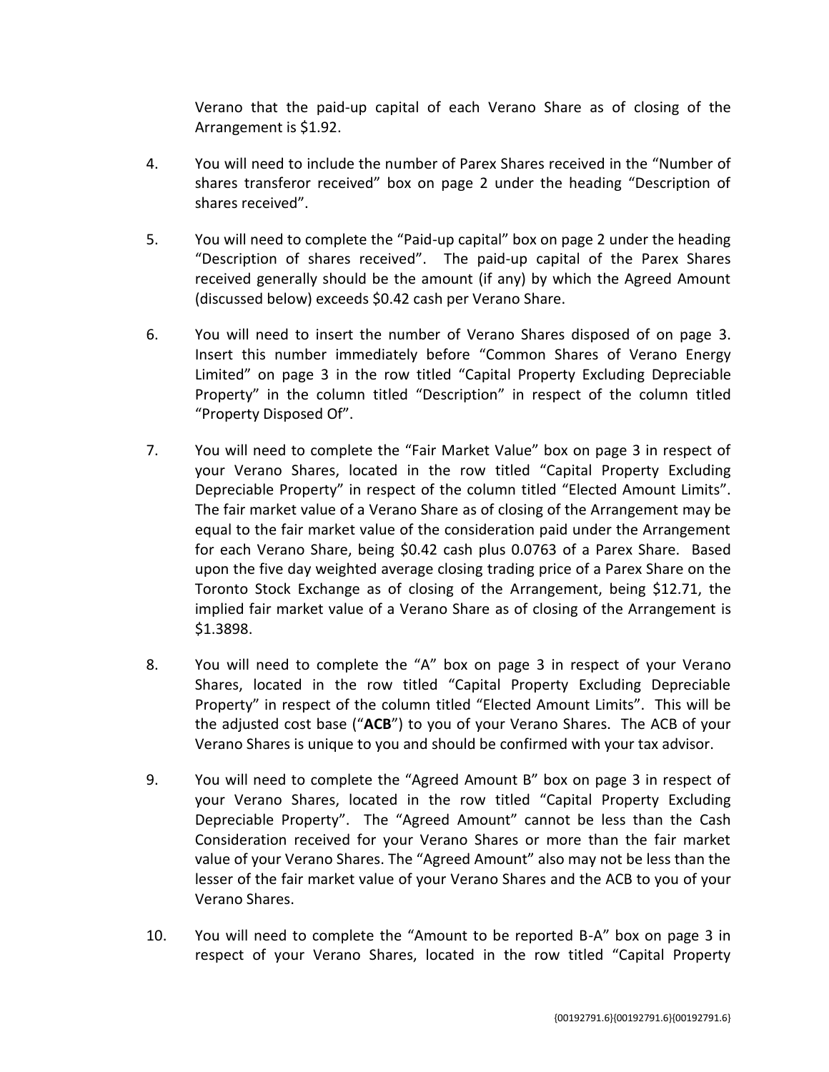Verano that the paid-up capital of each Verano Share as of closing of the Arrangement is $1.92.

4. You will need to include the number of Parex Shares received in the "Number of shares transferor received" box on page 2 under the heading "Description of shares received".

5. You will need to complete the "Paid-up capital" box on page 2 under the heading "Description of shares received". The paid-up capital of the Parex Shares received generally should be the amount (if any) by which the Agreed Amount (discussed below) exceeds $0.42 cash per Verano Share.

6. You will need to insert the number of Verano Shares disposed of on page 3. Insert this number immediately before "Common Shares of Verano Energy Limited" on page 3 in the row titled "Capital Property Excluding Depreciable Property" in the column titled "Description" in respect of the column titled "Property Disposed Of".

7. You will need to complete the "Fair Market Value" box on page 3 in respect of your Verano Shares, located in the row titled "Capital Property Excluding Depreciable Property" in respect of the column titled "Elected Amount Limits". The fair market value of a Verano Share as of closing of the Arrangement may be equal to the fair market value of the consideration paid under the Arrangement for each Verano Share, being $0.42 cash plus 0.0763 of a Parex Share. Based upon the five day weighted average closing trading price of a Parex Share on the Toronto Stock Exchange as of closing of the Arrangement, being $12.71, the implied fair market value of a Verano Share as of closing of the Arrangement is $1.3898.

8. You will need to complete the "A" box on page 3 in respect of your Verano Shares, located in the row titled "Capital Property Excluding Depreciable Property" in respect of the column titled "Elected Amount Limits". This will be the adjusted cost base ("**ACB**") to you of your Verano Shares. The ACB of your Verano Shares is unique to you and should be confirmed with your tax advisor.

9. You will need to complete the "Agreed Amount B" box on page 3 in respect of your Verano Shares, located in the row titled "Capital Property Excluding Depreciable Property". The "Agreed Amount" cannot be less than the Cash Consideration received for your Verano Shares or more than the fair market value of your Verano Shares. The "Agreed Amount" also may not be less than the lesser of the fair market value of your Verano Shares and the ACB to you of your Verano Shares.

10. You will need to complete the "Amount to be reported B-A" box on page 3 in respect of your Verano Shares, located in the row titled "Capital Property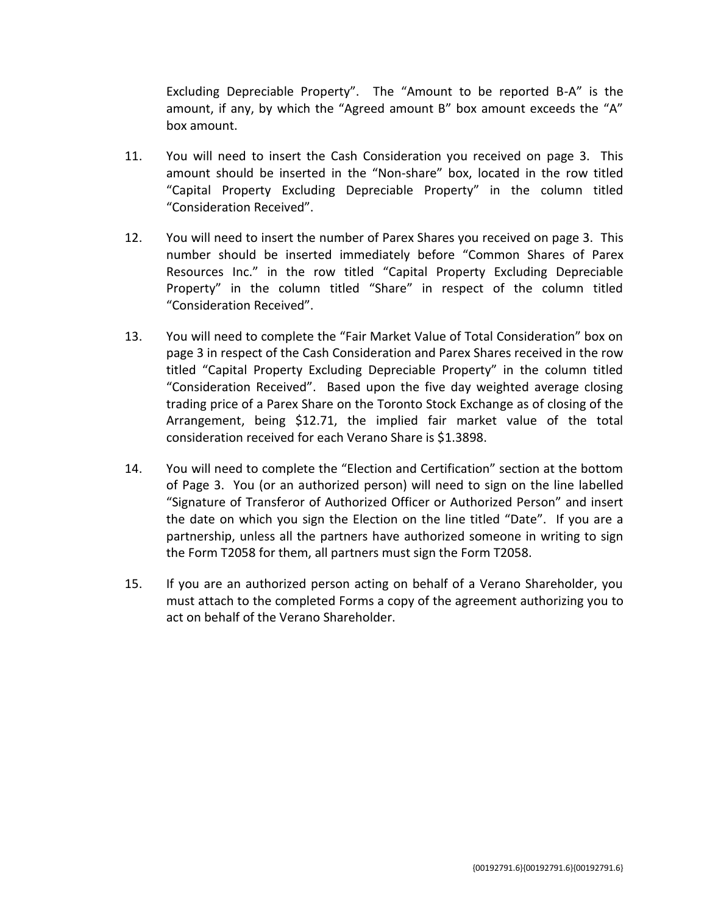Excluding Depreciable Property". The "Amount to be reported B-A" is the amount, if any, by which the "Agreed amount B" box amount exceeds the "A" box amount.

11. You will need to insert the Cash Consideration you received on page 3. This amount should be inserted in the "Non-share" box, located in the row titled "Capital Property Excluding Depreciable Property" in the column titled "Consideration Received".

12. You will need to insert the number of Parex Shares you received on page 3. This number should be inserted immediately before "Common Shares of Parex Resources Inc." in the row titled "Capital Property Excluding Depreciable Property" in the column titled "Share" in respect of the column titled "Consideration Received".

13. You will need to complete the "Fair Market Value of Total Consideration" box on page 3 in respect of the Cash Consideration and Parex Shares received in the row titled "Capital Property Excluding Depreciable Property" in the column titled "Consideration Received". Based upon the five day weighted average closing trading price of a Parex Share on the Toronto Stock Exchange as of closing of the Arrangement, being $12.71, the implied fair market value of the total consideration received for each Verano Share is $1.3898.

14. You will need to complete the "Election and Certification" section at the bottom of Page 3. You (or an authorized person) will need to sign on the line labelled "Signature of Transferor of Authorized Officer or Authorized Person" and insert the date on which you sign the Election on the line titled "Date". If you are a partnership, unless all the partners have authorized someone in writing to sign the Form T2058 for them, all partners must sign the Form T2058.

15. If you are an authorized person acting on behalf of a Verano Shareholder, you must attach to the completed Forms a copy of the agreement authorizing you to act on behalf of the Verano Shareholder.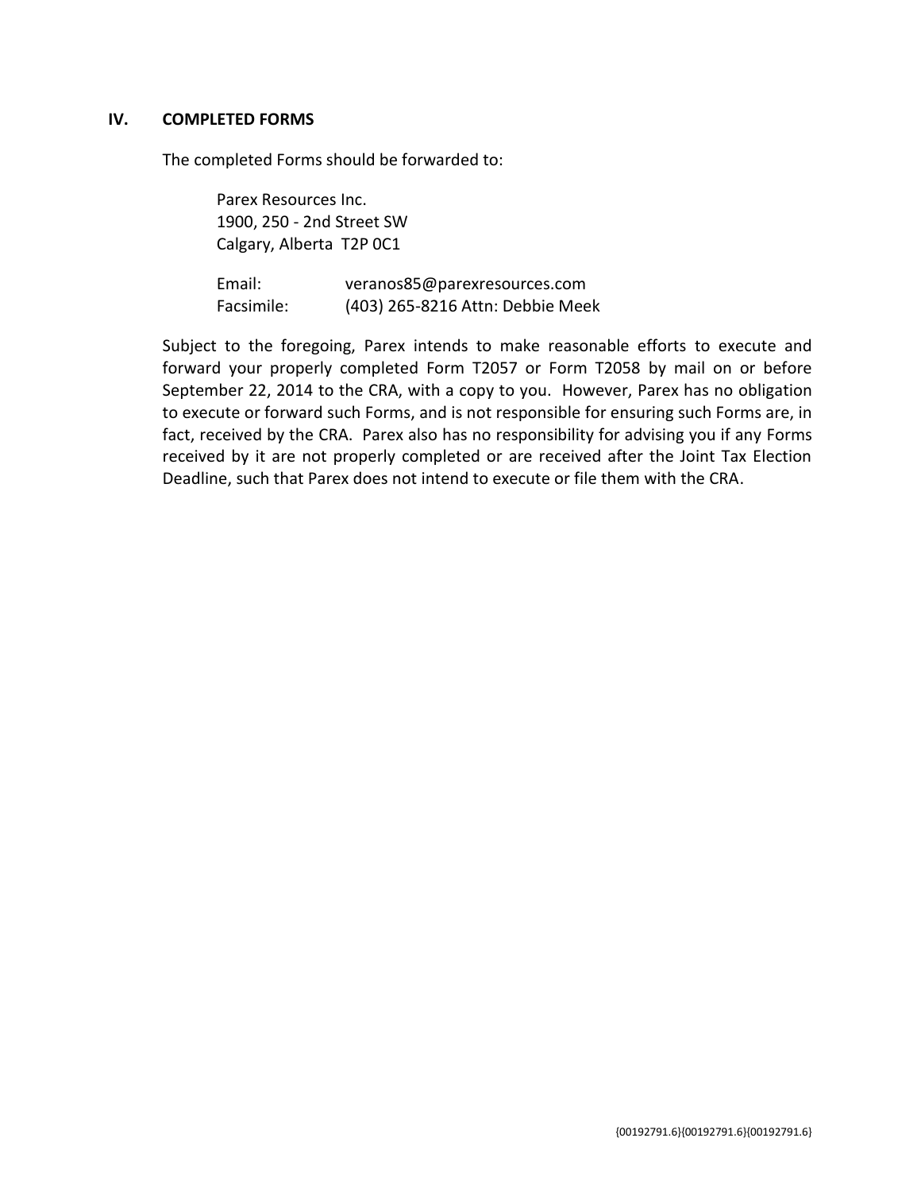## IV. COMPLETED FORMS

The completed Forms should be forwarded to:

Parex Resources Inc.
1900, 250 - 2nd Street SW
Calgary, Alberta T2P 0C1

Email: veranos85@parexresources.com
Facsimile: (403) 265-8216 Attn: Debbie Meek

Subject to the foregoing, Parex intends to make reasonable efforts to execute and forward your properly completed Form T2057 or Form T2058 by mail on or before September 22, 2014 to the CRA, with a copy to you. However, Parex has no obligation to execute or forward such Forms, and is not responsible for ensuring such Forms are, in fact, received by the CRA. Parex also has no responsibility for advising you if any Forms received by it are not properly completed or are received after the Joint Tax Election Deadline, such that Parex does not intend to execute or file them with the CRA.